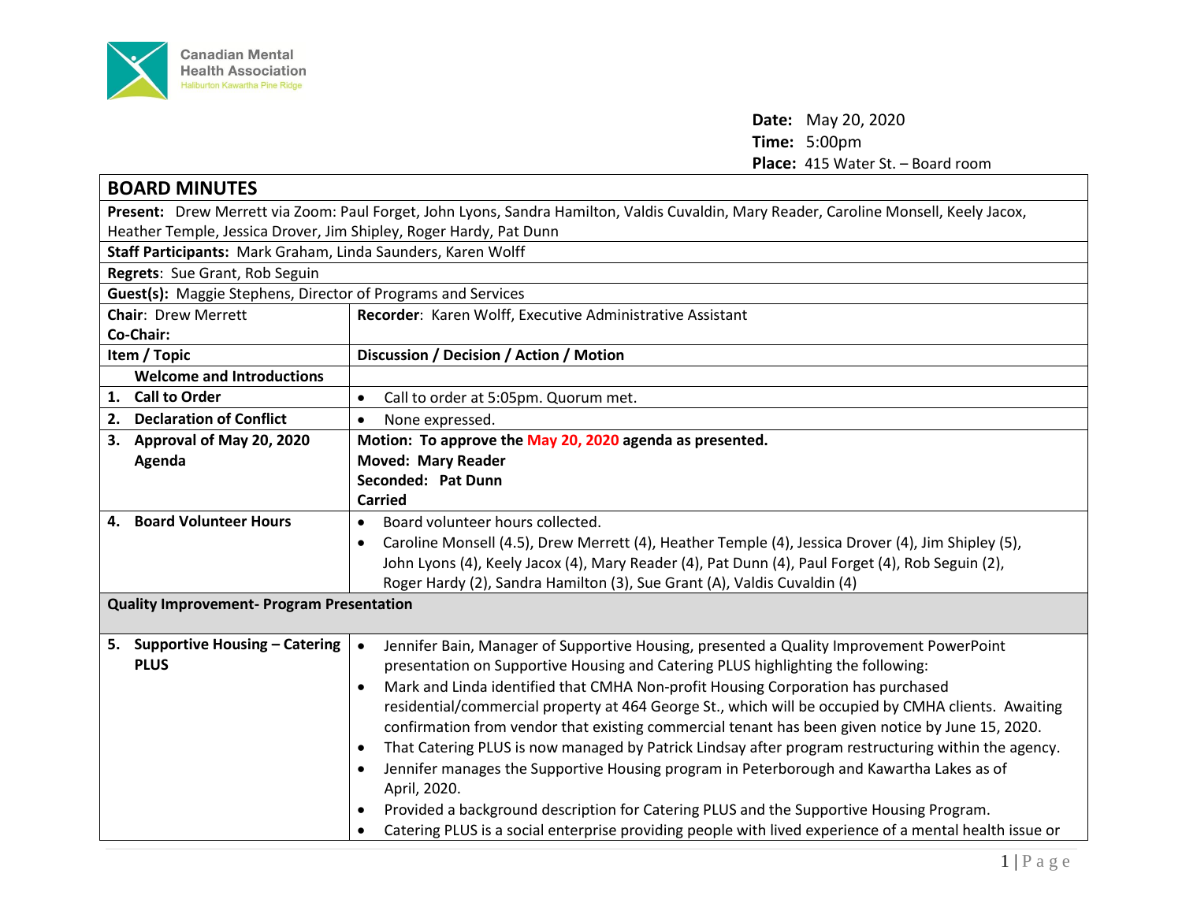Canadian Mental Health Association
Haliburton Kawartha Pine Ridge

**Date:** May 20, 2020
**Time:** 5:00pm
**Place:** 415 Water St. – Board room

# BOARD MINUTES

**Present:** Drew Merrett via Zoom: Paul Forget, John Lyons, Sandra Hamilton, Valdis Cuvaldin, Mary Reader, Caroline Monsell, Keely Jacox, Heather Temple, Jessica Drover, Jim Shipley, Roger Hardy, Pat Dunn

**Staff Participants:** Mark Graham, Linda Saunders, Karen Wolff

**Regrets:** Sue Grant, Rob Seguin

**Guest(s):** Maggie Stephens, Director of Programs and Services

**Chair:** Drew Merrett
**Co-Chair:**

**Recorder:** Karen Wolff, Executive Administrative Assistant

| Item / Topic | Discussion / Decision / Action / Motion |
|---|---|
| **Welcome and Introductions** | |
| **1. Call to Order** | • Call to order at 5:05pm. Quorum met. |
| **2. Declaration of Conflict** | • None expressed. |
| **3. Approval of May 20, 2020 Agenda** | **Motion: To approve the May 20, 2020 agenda as presented.**<br>**Moved: Mary Reader**<br>**Seconded: Pat Dunn**<br>**Carried** |
| **4. Board Volunteer Hours** | • Board volunteer hours collected.<br>• Caroline Monsell (4.5), Drew Merrett (4), Heather Temple (4), Jessica Drover (4), Jim Shipley (5), John Lyons (4), Keely Jacox (4), Mary Reader (4), Pat Dunn (4), Paul Forget (4), Rob Seguin (2), Roger Hardy (2), Sandra Hamilton (3), Sue Grant (A), Valdis Cuvaldin (4) |
| **Quality Improvement- Program Presentation** | |
| **5. Supportive Housing – Catering PLUS** | • Jennifer Bain, Manager of Supportive Housing, presented a Quality Improvement PowerPoint presentation on Supportive Housing and Catering PLUS highlighting the following:<br>• Mark and Linda identified that CMHA Non-profit Housing Corporation has purchased residential/commercial property at 464 George St., which will be occupied by CMHA clients. Awaiting confirmation from vendor that existing commercial tenant has been given notice by June 15, 2020.<br>• That Catering PLUS is now managed by Patrick Lindsay after program restructuring within the agency.<br>• Jennifer manages the Supportive Housing program in Peterborough and Kawartha Lakes as of April, 2020.<br>• Provided a background description for Catering PLUS and the Supportive Housing Program.<br>• Catering PLUS is a social enterprise providing people with lived experience of a mental health issue or |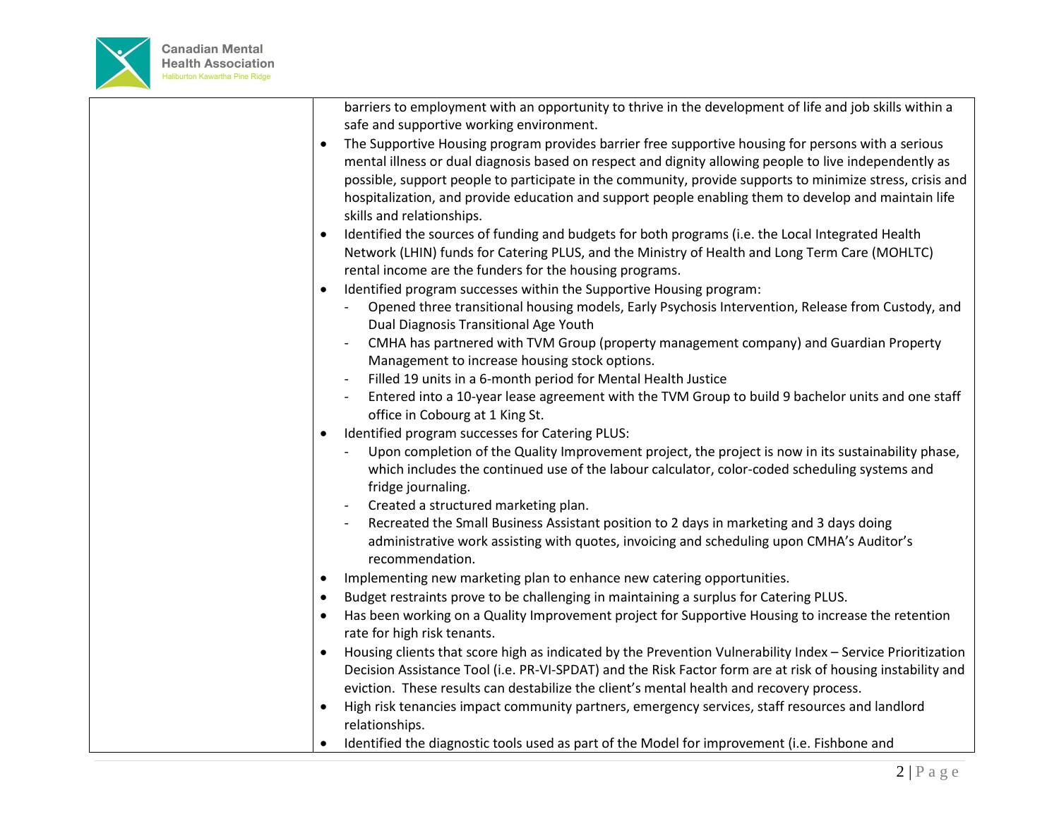| | barriers to employment with an opportunity to thrive in the development of life and job skills within a safe and supportive working environment.<br>• The Supportive Housing program provides barrier free supportive housing for persons with a serious mental illness or dual diagnosis based on respect and dignity allowing people to live independently as possible, support people to participate in the community, provide supports to minimize stress, crisis and hospitalization, and provide education and support people enabling them to develop and maintain life skills and relationships.<br>• Identified the sources of funding and budgets for both programs (i.e. the Local Integrated Health Network (LHIN) funds for Catering PLUS, and the Ministry of Health and Long Term Care (MOHLTC) rental income are the funders for the housing programs.<br>• Identified program successes within the Supportive Housing program:<br>- Opened three transitional housing models, Early Psychosis Intervention, Release from Custody, and Dual Diagnosis Transitional Age Youth<br>- CMHA has partnered with TVM Group (property management company) and Guardian Property Management to increase housing stock options.<br>- Filled 19 units in a 6-month period for Mental Health Justice<br>- Entered into a 10-year lease agreement with the TVM Group to build 9 bachelor units and one staff office in Cobourg at 1 King St.<br>• Identified program successes for Catering PLUS:<br>- Upon completion of the Quality Improvement project, the project is now in its sustainability phase, which includes the continued use of the labour calculator, color-coded scheduling systems and fridge journaling.<br>- Created a structured marketing plan.<br>- Recreated the Small Business Assistant position to 2 days in marketing and 3 days doing administrative work assisting with quotes, invoicing and scheduling upon CMHA's Auditor's recommendation.<br>• Implementing new marketing plan to enhance new catering opportunities.<br>• Budget restraints prove to be challenging in maintaining a surplus for Catering PLUS.<br>• Has been working on a Quality Improvement project for Supportive Housing to increase the retention rate for high risk tenants.<br>• Housing clients that score high as indicated by the Prevention Vulnerability Index – Service Prioritization Decision Assistance Tool (i.e. PR-VI-SPDAT) and the Risk Factor form are at risk of housing instability and eviction. These results can destabilize the client's mental health and recovery process.<br>• High risk tenancies impact community partners, emergency services, staff resources and landlord relationships.<br>• Identified the diagnostic tools used as part of the Model for improvement (i.e. Fishbone and |
|---|---|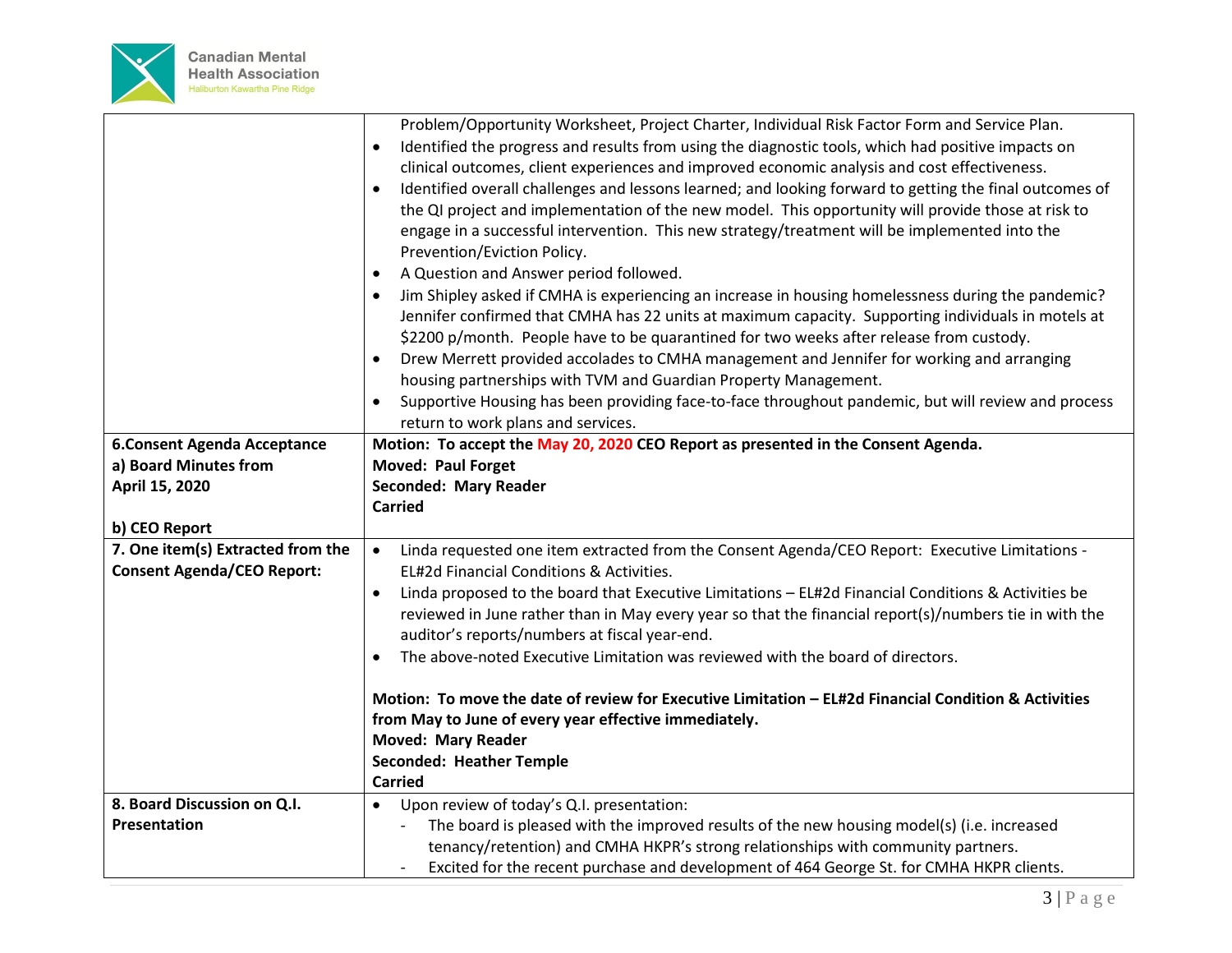| | |
|---|---|
| | Problem/Opportunity Worksheet, Project Charter, Individual Risk Factor Form and Service Plan.<br>• Identified the progress and results from using the diagnostic tools, which had positive impacts on clinical outcomes, client experiences and improved economic analysis and cost effectiveness.<br>• Identified overall challenges and lessons learned; and looking forward to getting the final outcomes of the QI project and implementation of the new model. This opportunity will provide those at risk to engage in a successful intervention. This new strategy/treatment will be implemented into the Prevention/Eviction Policy.<br>• A Question and Answer period followed.<br>• Jim Shipley asked if CMHA is experiencing an increase in housing homelessness during the pandemic? Jennifer confirmed that CMHA has 22 units at maximum capacity. Supporting individuals in motels at $2200 p/month. People have to be quarantined for two weeks after release from custody.<br>• Drew Merrett provided accolades to CMHA management and Jennifer for working and arranging housing partnerships with TVM and Guardian Property Management.<br>• Supportive Housing has been providing face-to-face throughout pandemic, but will review and process return to work plans and services. |
| **6.Consent Agenda Acceptance**<br>**a) Board Minutes from April 15, 2020**<br><br>**b) CEO Report** | **Motion: To accept the May 20, 2020 CEO Report as presented in the Consent Agenda.**<br>**Moved: Paul Forget**<br>**Seconded: Mary Reader**<br>**Carried** |
| **7. One item(s) Extracted from the Consent Agenda/CEO Report:** | • Linda requested one item extracted from the Consent Agenda/CEO Report: Executive Limitations - EL#2d Financial Conditions & Activities.<br>• Linda proposed to the board that Executive Limitations – EL#2d Financial Conditions & Activities be reviewed in June rather than in May every year so that the financial report(s)/numbers tie in with the auditor's reports/numbers at fiscal year-end.<br>• The above-noted Executive Limitation was reviewed with the board of directors.<br><br>**Motion: To move the date of review for Executive Limitation – EL#2d Financial Condition & Activities from May to June of every year effective immediately.**<br>**Moved: Mary Reader**<br>**Seconded: Heather Temple**<br>**Carried** |
| **8. Board Discussion on Q.I. Presentation** | • Upon review of today's Q.I. presentation:<br>- The board is pleased with the improved results of the new housing model(s) (i.e. increased tenancy/retention) and CMHA HKPR's strong relationships with community partners.<br>- Excited for the recent purchase and development of 464 George St. for CMHA HKPR clients. |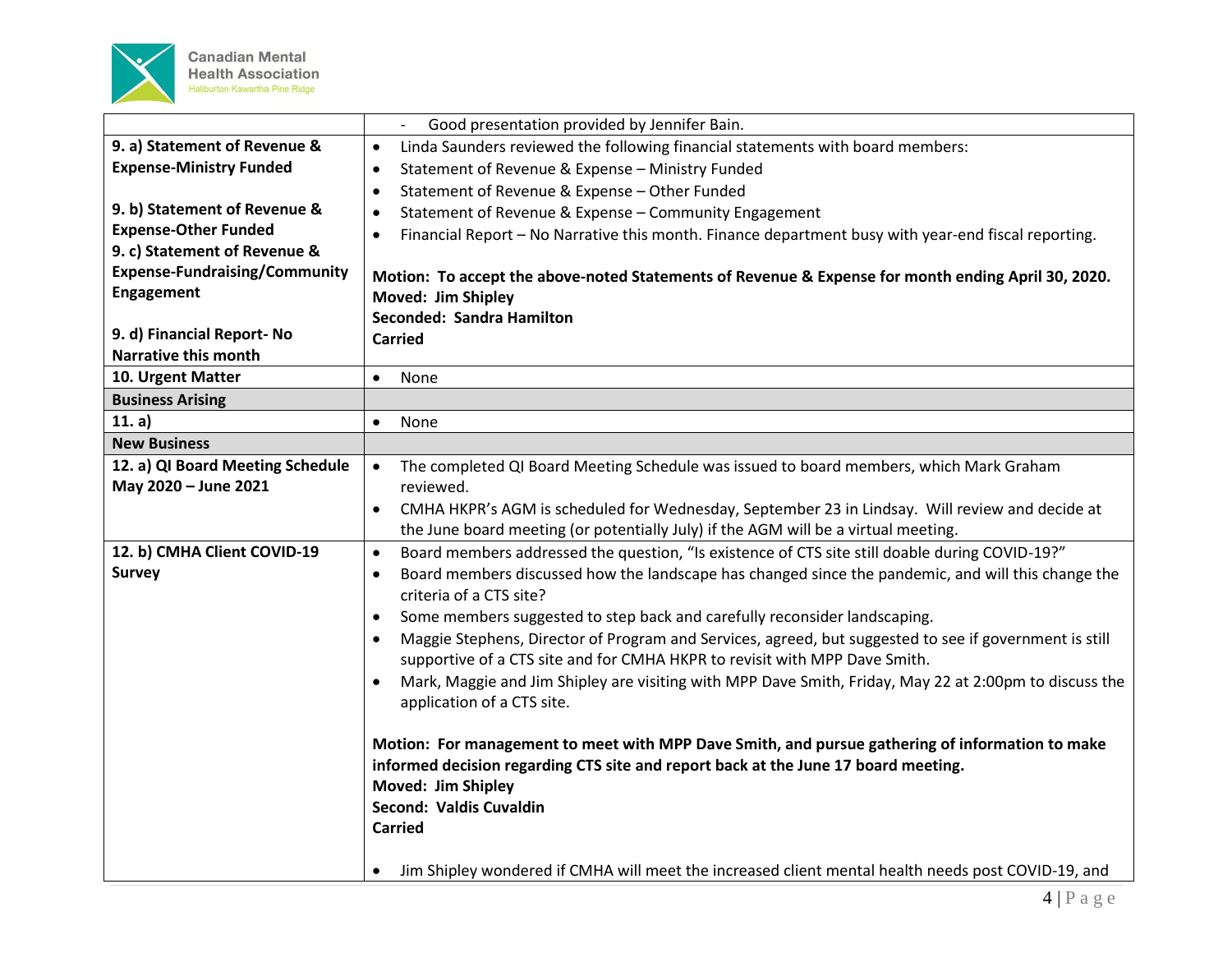| | |
|---|---|
| | - Good presentation provided by Jennifer Bain. |
| **9. a) Statement of Revenue & Expense-Ministry Funded**<br><br>**9. b) Statement of Revenue & Expense-Other Funded**<br>**9. c) Statement of Revenue & Expense-Fundraising/Community Engagement**<br><br>**9. d) Financial Report- No Narrative this month** | • Linda Saunders reviewed the following financial statements with board members:<br>• Statement of Revenue & Expense – Ministry Funded<br>• Statement of Revenue & Expense – Other Funded<br>• Statement of Revenue & Expense – Community Engagement<br>• Financial Report – No Narrative this month. Finance department busy with year-end fiscal reporting.<br><br>**Motion: To accept the above-noted Statements of Revenue & Expense for month ending April 30, 2020.**<br>**Moved: Jim Shipley**<br>**Seconded: Sandra Hamilton**<br>**Carried** |
| **10. Urgent Matter** | • None |
| **Business Arising** | |
| **11. a)** | • None |
| **New Business** | |
| **12. a) QI Board Meeting Schedule May 2020 – June 2021** | • The completed QI Board Meeting Schedule was issued to board members, which Mark Graham reviewed.<br>• CMHA HKPR's AGM is scheduled for Wednesday, September 23 in Lindsay. Will review and decide at the June board meeting (or potentially July) if the AGM will be a virtual meeting. |
| **12. b) CMHA Client COVID-19 Survey** | • Board members addressed the question, "Is existence of CTS site still doable during COVID-19?"<br>• Board members discussed how the landscape has changed since the pandemic, and will this change the criteria of a CTS site?<br>• Some members suggested to step back and carefully reconsider landscaping.<br>• Maggie Stephens, Director of Program and Services, agreed, but suggested to see if government is still supportive of a CTS site and for CMHA HKPR to revisit with MPP Dave Smith.<br>• Mark, Maggie and Jim Shipley are visiting with MPP Dave Smith, Friday, May 22 at 2:00pm to discuss the application of a CTS site.<br><br>**Motion: For management to meet with MPP Dave Smith, and pursue gathering of information to make informed decision regarding CTS site and report back at the June 17 board meeting.**<br>**Moved: Jim Shipley**<br>**Second: Valdis Cuvaldin**<br>**Carried**<br><br>• Jim Shipley wondered if CMHA will meet the increased client mental health needs post COVID-19, and |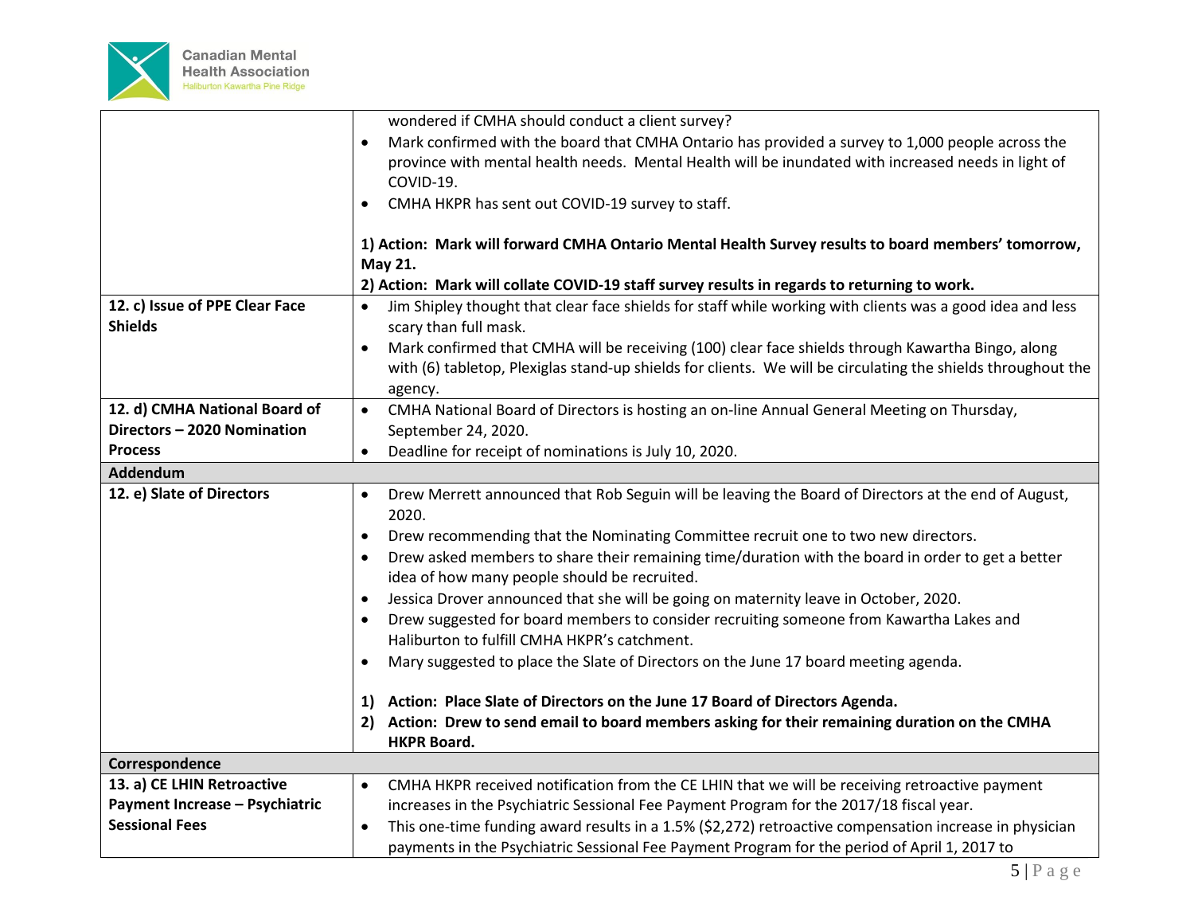| | |
|---|---|
| | wondered if CMHA should conduct a client survey?<br>• Mark confirmed with the board that CMHA Ontario has provided a survey to 1,000 people across the province with mental health needs. Mental Health will be inundated with increased needs in light of COVID-19.<br>• CMHA HKPR has sent out COVID-19 survey to staff.<br><br>**1) Action: Mark will forward CMHA Ontario Mental Health Survey results to board members' tomorrow, May 21.**<br>**2) Action: Mark will collate COVID-19 staff survey results in regards to returning to work.** |
| **12. c) Issue of PPE Clear Face Shields** | • Jim Shipley thought that clear face shields for staff while working with clients was a good idea and less scary than full mask.<br>• Mark confirmed that CMHA will be receiving (100) clear face shields through Kawartha Bingo, along with (6) tabletop, Plexiglas stand-up shields for clients. We will be circulating the shields throughout the agency. |
| **12. d) CMHA National Board of Directors – 2020 Nomination Process** | • CMHA National Board of Directors is hosting an on-line Annual General Meeting on Thursday, September 24, 2020.<br>• Deadline for receipt of nominations is July 10, 2020. |
| **Addendum** | |
| **12. e) Slate of Directors** | • Drew Merrett announced that Rob Seguin will be leaving the Board of Directors at the end of August, 2020.<br>• Drew recommending that the Nominating Committee recruit one to two new directors.<br>• Drew asked members to share their remaining time/duration with the board in order to get a better idea of how many people should be recruited.<br>• Jessica Drover announced that she will be going on maternity leave in October, 2020.<br>• Drew suggested for board members to consider recruiting someone from Kawartha Lakes and Haliburton to fulfill CMHA HKPR's catchment.<br>• Mary suggested to place the Slate of Directors on the June 17 board meeting agenda.<br><br>**1) Action: Place Slate of Directors on the June 17 Board of Directors Agenda.**<br>**2) Action: Drew to send email to board members asking for their remaining duration on the CMHA HKPR Board.** |
| **Correspondence** | |
| **13. a) CE LHIN Retroactive Payment Increase – Psychiatric Sessional Fees** | • CMHA HKPR received notification from the CE LHIN that we will be receiving retroactive payment increases in the Psychiatric Sessional Fee Payment Program for the 2017/18 fiscal year.<br>• This one-time funding award results in a 1.5% ($2,272) retroactive compensation increase in physician payments in the Psychiatric Sessional Fee Payment Program for the period of April 1, 2017 to |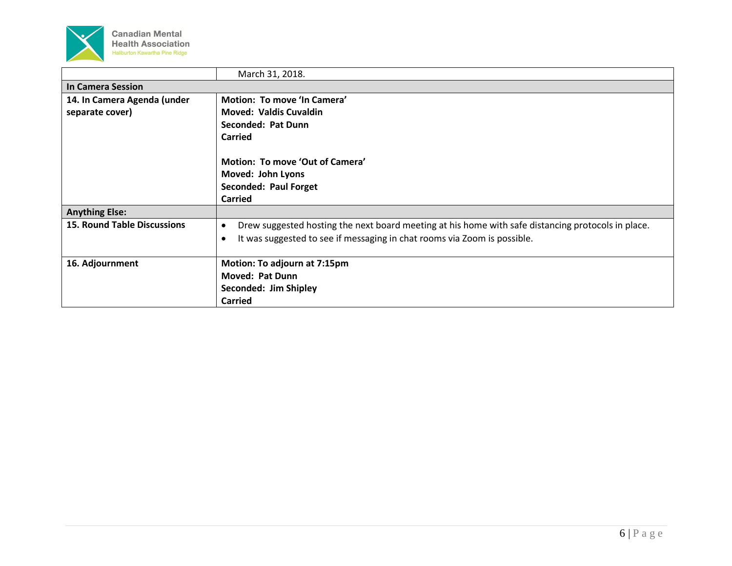| | |
|---|---|
| | March 31, 2018. |
| **In Camera Session** | |
| **14. In Camera Agenda (under separate cover)** | **Motion: To move 'In Camera'**<br>**Moved: Valdis Cuvaldin**<br>**Seconded: Pat Dunn**<br>**Carried**<br><br>**Motion: To move 'Out of Camera'**<br>**Moved: John Lyons**<br>**Seconded: Paul Forget**<br>**Carried** |
| **Anything Else:** | |
| **15. Round Table Discussions** | • Drew suggested hosting the next board meeting at his home with safe distancing protocols in place.<br>• It was suggested to see if messaging in chat rooms via Zoom is possible. |
| **16. Adjournment** | **Motion: To adjourn at 7:15pm**<br>**Moved: Pat Dunn**<br>**Seconded: Jim Shipley**<br>**Carried** |